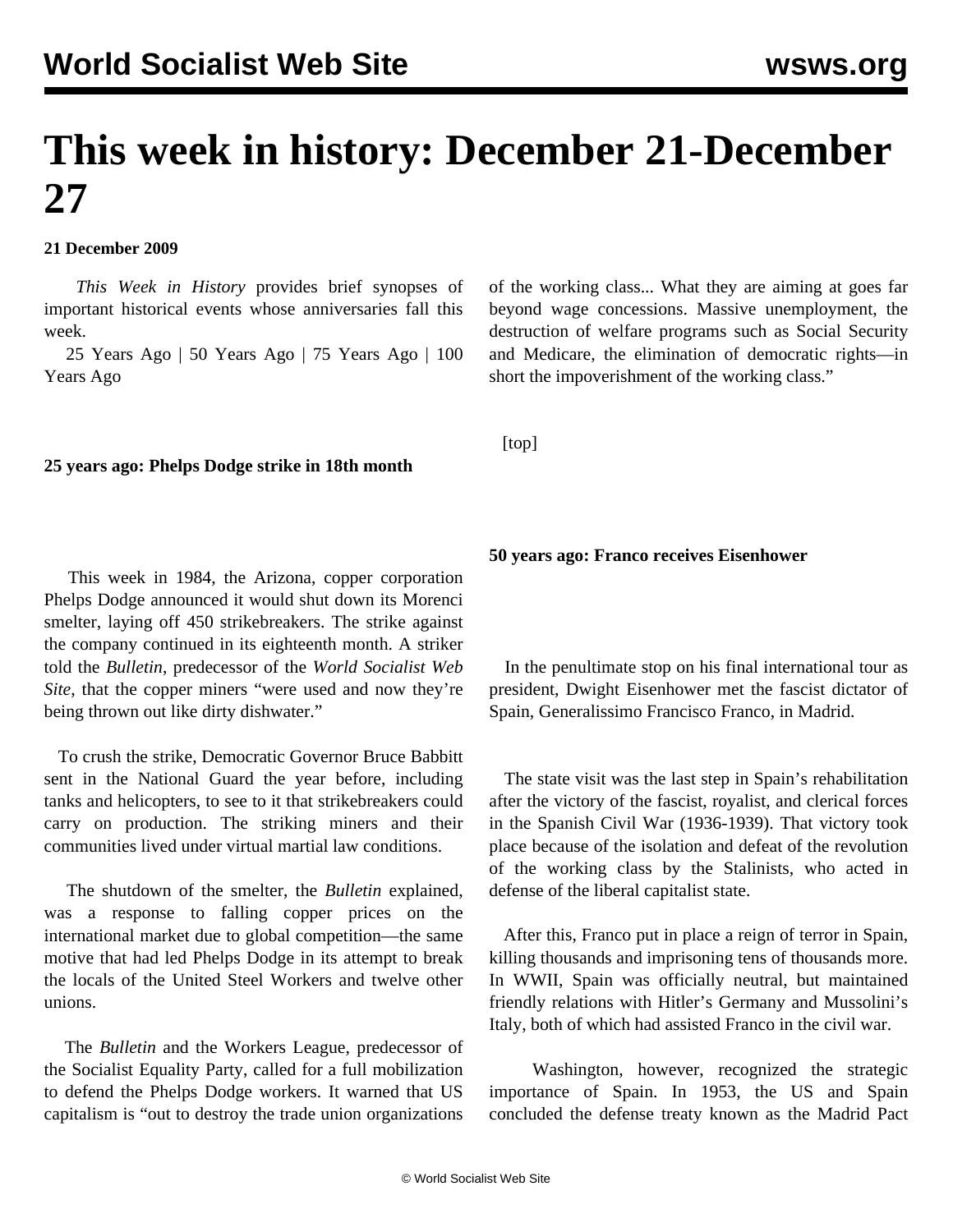# This week in history: December 21-December 27

**21 December 2009**

*This Week in History* provides brief synopses of important historical events whose anniversaries fall this week.

25 Years Ago | 50 Years Ago | 75 Years Ago | 100 Years Ago

**25 years ago: Phelps Dodge strike in 18th month**

This week in 1984, the Arizona, copper corporation Phelps Dodge announced it would shut down its Morenci smelter, laying off 450 strikebreakers. The strike against the company continued in its eighteenth month. A striker told the *Bulletin*, predecessor of the *World Socialist Web Site*, that the copper miners "were used and now they're being thrown out like dirty dishwater."

To crush the strike, Democratic Governor Bruce Babbitt sent in the National Guard the year before, including tanks and helicopters, to see to it that strikebreakers could carry on production. The striking miners and their communities lived under virtual martial law conditions.

The shutdown of the smelter, the *Bulletin* explained, was a response to falling copper prices on the international market due to global competition—the same motive that had led Phelps Dodge in its attempt to break the locals of the United Steel Workers and twelve other unions.

The *Bulletin* and the Workers League, predecessor of the Socialist Equality Party, called for a full mobilization to defend the Phelps Dodge workers. It warned that US capitalism is "out to destroy the trade union organizations of the working class... What they are aiming at goes far beyond wage concessions. Massive unemployment, the destruction of welfare programs such as Social Security and Medicare, the elimination of democratic rights—in short the impoverishment of the working class."

[top]

**50 years ago: Franco receives Eisenhower**

In the penultimate stop on his final international tour as president, Dwight Eisenhower met the fascist dictator of Spain, Generalissimo Francisco Franco, in Madrid.

The state visit was the last step in Spain's rehabilitation after the victory of the fascist, royalist, and clerical forces in the Spanish Civil War (1936-1939). That victory took place because of the isolation and defeat of the revolution of the working class by the Stalinists, who acted in defense of the liberal capitalist state.

After this, Franco put in place a reign of terror in Spain, killing thousands and imprisoning tens of thousands more. In WWII, Spain was officially neutral, but maintained friendly relations with Hitler's Germany and Mussolini's Italy, both of which had assisted Franco in the civil war.

Washington, however, recognized the strategic importance of Spain. In 1953, the US and Spain concluded the defense treaty known as the Madrid Pact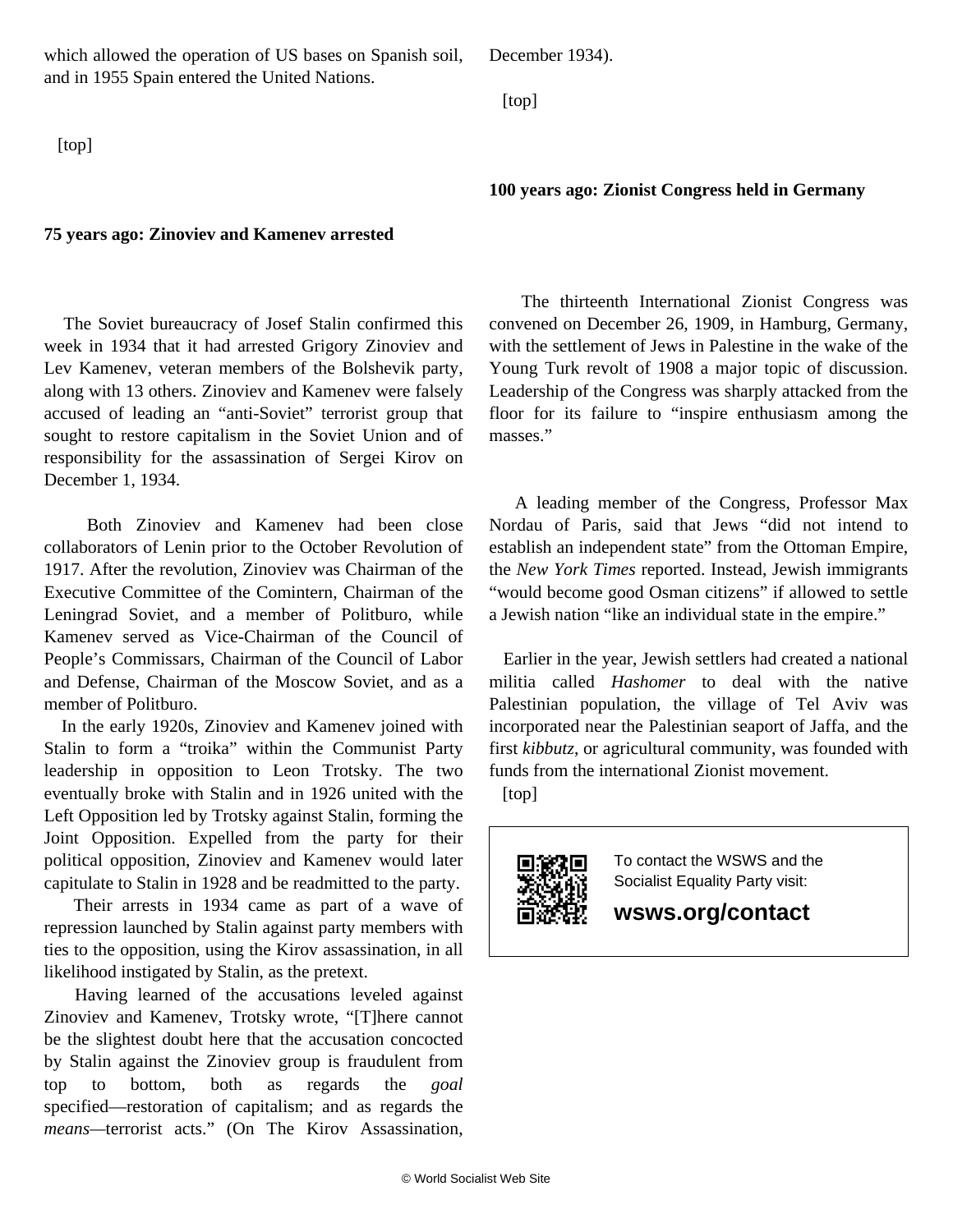which allowed the operation of US bases on Spanish soil, and in 1955 Spain entered the United Nations.

[top]

## 75 years ago: Zinoviev and Kamenev arrested

The Soviet bureaucracy of Josef Stalin confirmed this week in 1934 that it had arrested Grigory Zinoviev and Lev Kamenev, veteran members of the Bolshevik party, along with 13 others. Zinoviev and Kamenev were falsely accused of leading an "anti-Soviet" terrorist group that sought to restore capitalism in the Soviet Union and of responsibility for the assassination of Sergei Kirov on December 1, 1934.

Both Zinoviev and Kamenev had been close collaborators of Lenin prior to the October Revolution of 1917. After the revolution, Zinoviev was Chairman of the Executive Committee of the Comintern, Chairman of the Leningrad Soviet, and a member of Politburo, while Kamenev served as Vice-Chairman of the Council of People's Commissars, Chairman of the Council of Labor and Defense, Chairman of the Moscow Soviet, and as a member of Politburo.

In the early 1920s, Zinoviev and Kamenev joined with Stalin to form a "troika" within the Communist Party leadership in opposition to Leon Trotsky. The two eventually broke with Stalin and in 1926 united with the Left Opposition led by Trotsky against Stalin, forming the Joint Opposition. Expelled from the party for their political opposition, Zinoviev and Kamenev would later capitulate to Stalin in 1928 and be readmitted to the party.

Their arrests in 1934 came as part of a wave of repression launched by Stalin against party members with ties to the opposition, using the Kirov assassination, in all likelihood instigated by Stalin, as the pretext.

Having learned of the accusations leveled against Zinoviev and Kamenev, Trotsky wrote, "[T]here cannot be the slightest doubt here that the accusation concocted by Stalin against the Zinoviev group is fraudulent from top to bottom, both as regards the *goal* specified—restoration of capitalism; and as regards the *means*—terrorist acts." (On The Kirov Assassination, December 1934).

[top]

## 100 years ago: Zionist Congress held in Germany

The thirteenth International Zionist Congress was convened on December 26, 1909, in Hamburg, Germany, with the settlement of Jews in Palestine in the wake of the Young Turk revolt of 1908 a major topic of discussion. Leadership of the Congress was sharply attacked from the floor for its failure to "inspire enthusiasm among the masses."

A leading member of the Congress, Professor Max Nordau of Paris, said that Jews "did not intend to establish an independent state" from the Ottoman Empire, the *New York Times* reported. Instead, Jewish immigrants "would become good Osman citizens" if allowed to settle a Jewish nation "like an individual state in the empire."

Earlier in the year, Jewish settlers had created a national militia called *Hashomer* to deal with the native Palestinian population, the village of Tel Aviv was incorporated near the Palestinian seaport of Jaffa, and the first *kibbutz*, or agricultural community, was founded with funds from the international Zionist movement.

[top]

To contact the WSWS and the Socialist Equality Party visit:

**wsws.org/contact**